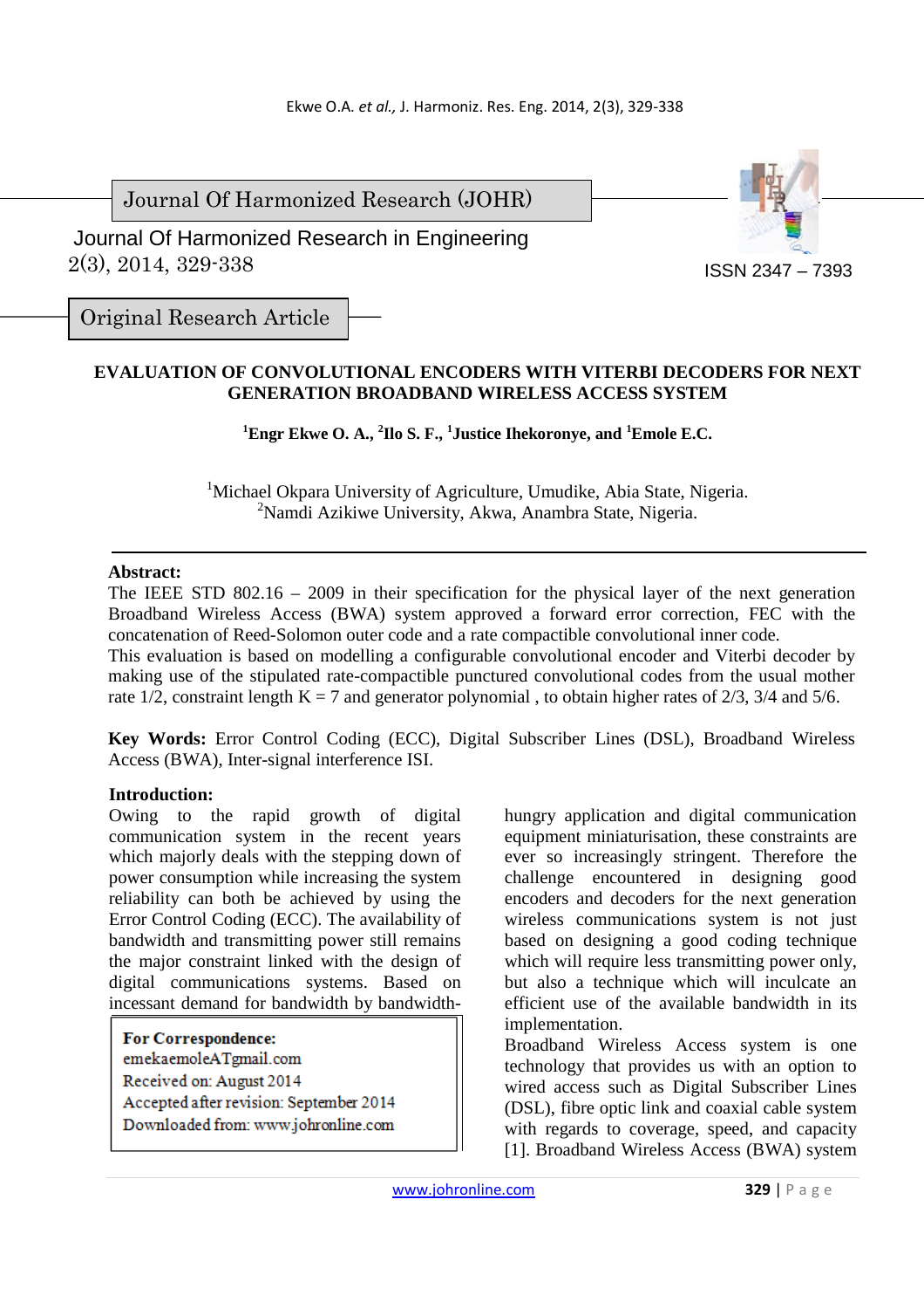Journal Of Harmonized Research (JOHR)

Journal Of Harmonized Research in Engineering
2(3), 2014, 329-338

ISSN 2347 – 7393

Original Research Article

# EVALUATION OF CONVOLUTIONAL ENCODERS WITH VITERBI DECODERS FOR NEXT GENERATION BROADBAND WIRELESS ACCESS SYSTEM

**[1]Engr Ekwe O. A., [2]Ilo S. F., [1]Justice Ihekoronye, and [1]Emole E.C.**

[1]Michael Okpara University of Agriculture, Umudike, Abia State, Nigeria.
[2]Namdi Azikiwe University, Akwa, Anambra State, Nigeria.

**Abstract:**
The IEEE STD 802.16 – 2009 in their specification for the physical layer of the next generation Broadband Wireless Access (BWA) system approved a forward error correction, FEC with the concatenation of Reed-Solomon outer code and a rate compactible convolutional inner code.
This evaluation is based on modelling a configurable convolutional encoder and Viterbi decoder by making use of the stipulated rate-compactible punctured convolutional codes from the usual mother rate 1/2, constraint length K = 7 and generator polynomial , to obtain higher rates of 2/3, 3/4 and 5/6.

**Key Words:** Error Control Coding (ECC), Digital Subscriber Lines (DSL), Broadband Wireless Access (BWA), Inter-signal interference ISI.

**Introduction:**
Owing to the rapid growth of digital communication system in the recent years which majorly deals with the stepping down of power consumption while increasing the system reliability can both be achieved by using the Error Control Coding (ECC). The availability of bandwidth and transmitting power still remains the major constraint linked with the design of digital communications systems. Based on incessant demand for bandwidth by bandwidth-hungry application and digital communication equipment miniaturisation, these constraints are ever so increasingly stringent. Therefore the challenge encountered in designing good encoders and decoders for the next generation wireless communications system is not just based on designing a good coding technique which will require less transmitting power only, but also a technique which will inculcate an efficient use of the available bandwidth in its implementation.

Broadband Wireless Access system is one technology that provides us with an option to wired access such as Digital Subscriber Lines (DSL), fibre optic link and coaxial cable system with regards to coverage, speed, and capacity [1]. Broadband Wireless Access (BWA) system

**For Correspondence:**
emekaemoleATgmail.com
Received on: August 2014
Accepted after revision: September 2014
Downloaded from: www.johronline.com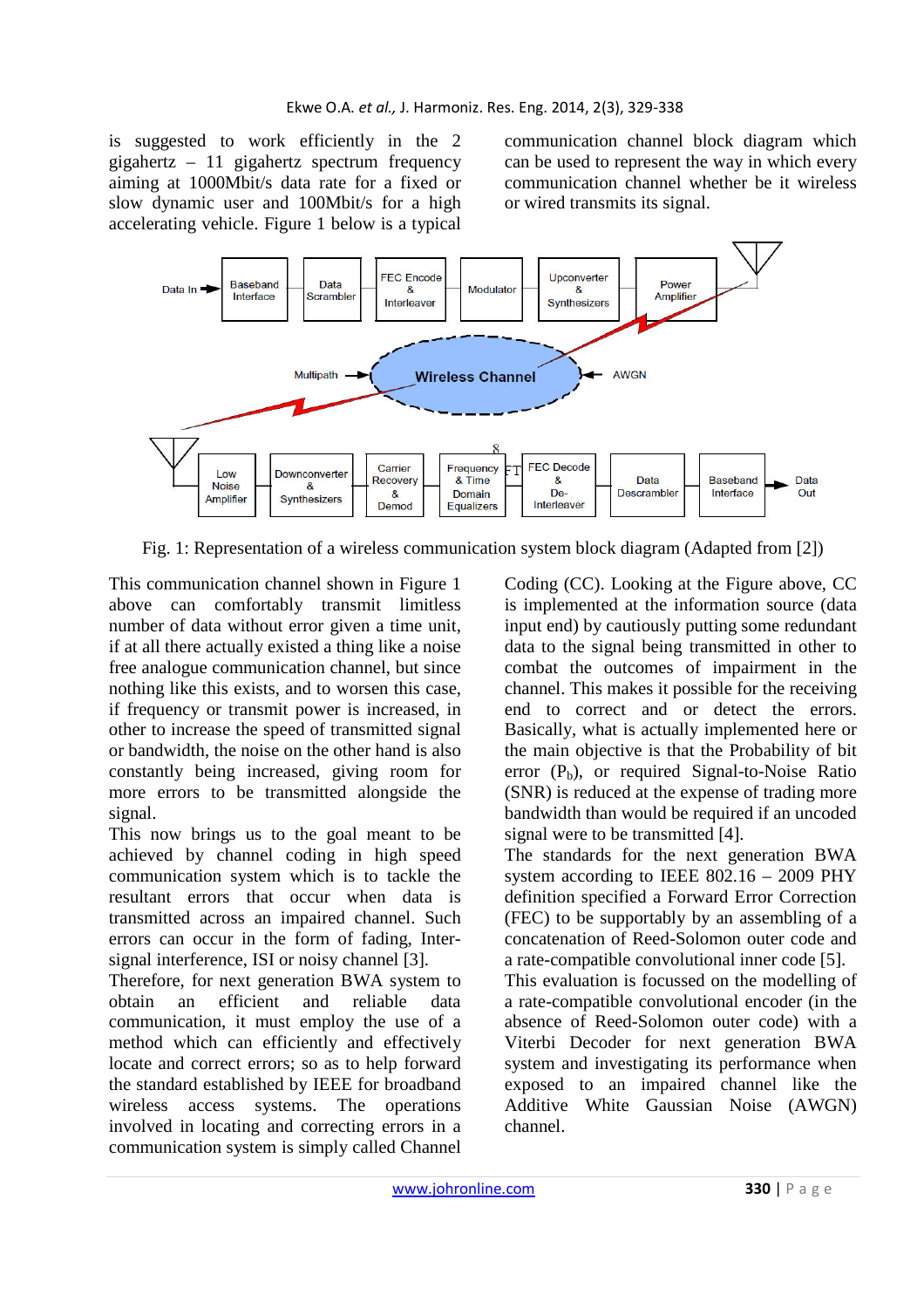is suggested to work efficiently in the 2 gigahertz – 11 gigahertz spectrum frequency aiming at 1000Mbit/s data rate for a fixed or slow dynamic user and 100Mbit/s for a high accelerating vehicle. Figure 1 below is a typical communication channel block diagram which can be used to represent the way in which every communication channel whether be it wireless or wired transmits its signal.

Fig. 1: Representation of a wireless communication system block diagram (Adapted from [2])

This communication channel shown in Figure 1 above can comfortably transmit limitless number of data without error given a time unit, if at all there actually existed a thing like a noise free analogue communication channel, but since nothing like this exists, and to worsen this case, if frequency or transmit power is increased, in other to increase the speed of transmitted signal or bandwidth, the noise on the other hand is also constantly being increased, giving room for more errors to be transmitted alongside the signal.

This now brings us to the goal meant to be achieved by channel coding in high speed communication system which is to tackle the resultant errors that occur when data is transmitted across an impaired channel. Such errors can occur in the form of fading, Inter-signal interference, ISI or noisy channel [3].

Therefore, for next generation BWA system to obtain an efficient and reliable data communication, it must employ the use of a method which can efficiently and effectively locate and correct errors; so as to help forward the standard established by IEEE for broadband wireless access systems. The operations involved in locating and correcting errors in a communication system is simply called Channel Coding (CC). Looking at the Figure above, CC is implemented at the information source (data input end) by cautiously putting some redundant data to the signal being transmitted in other to combat the outcomes of impairment in the channel. This makes it possible for the receiving end to correct and or detect the errors. Basically, what is actually implemented here or the main objective is that the Probability of bit error ($P_b$), or required Signal-to-Noise Ratio (SNR) is reduced at the expense of trading more bandwidth than would be required if an uncoded signal were to be transmitted [4].

The standards for the next generation BWA system according to IEEE 802.16 – 2009 PHY definition specified a Forward Error Correction (FEC) to be supportably by an assembling of a concatenation of Reed-Solomon outer code and a rate-compatible convolutional inner code [5].

This evaluation is focussed on the modelling of a rate-compatible convolutional encoder (in the absence of Reed-Solomon outer code) with a Viterbi Decoder for next generation BWA system and investigating its performance when exposed to an impaired channel like the Additive White Gaussian Noise (AWGN) channel.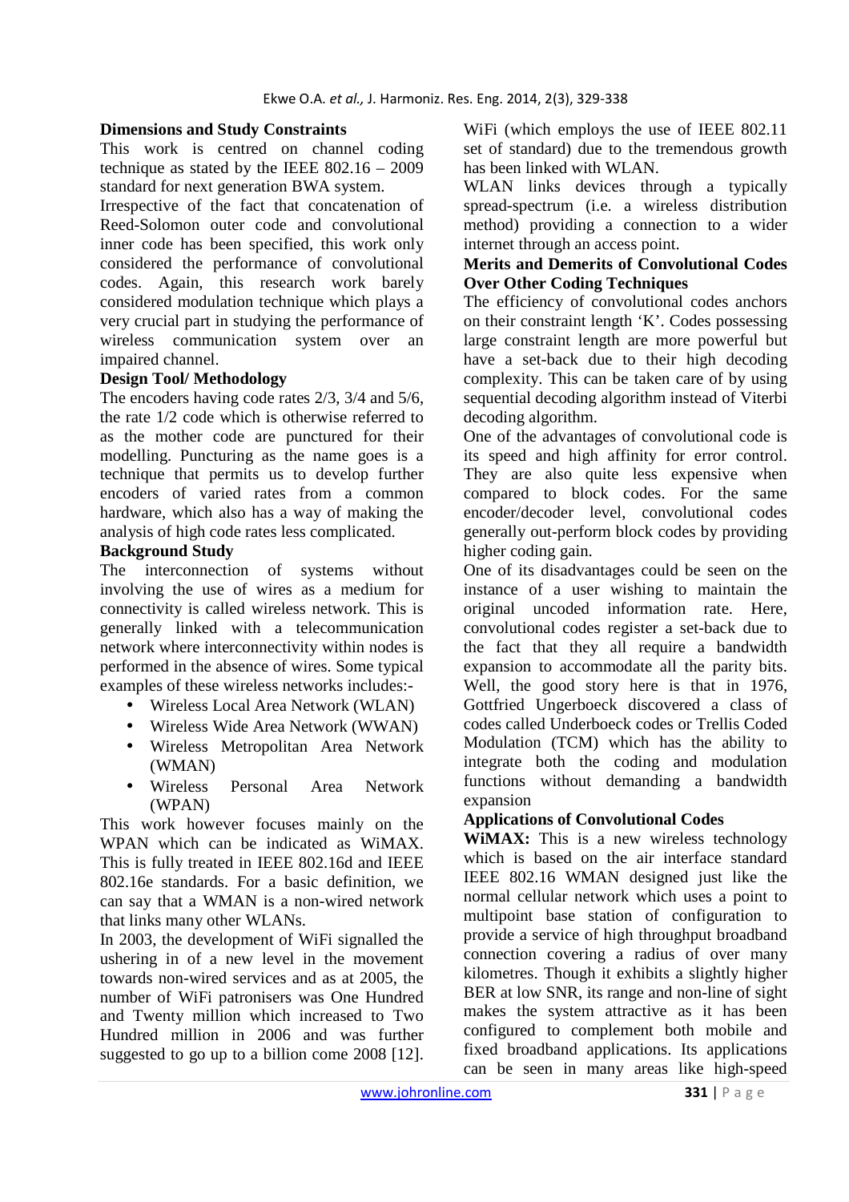## Dimensions and Study Constraints

This work is centred on channel coding technique as stated by the IEEE 802.16 – 2009 standard for next generation BWA system.

Irrespective of the fact that concatenation of Reed-Solomon outer code and convolutional inner code has been specified, this work only considered the performance of convolutional codes. Again, this research work barely considered modulation technique which plays a very crucial part in studying the performance of wireless communication system over an impaired channel.

## Design Tool/ Methodology

The encoders having code rates 2/3, 3/4 and 5/6, the rate 1/2 code which is otherwise referred to as the mother code are punctured for their modelling. Puncturing as the name goes is a technique that permits us to develop further encoders of varied rates from a common hardware, which also has a way of making the analysis of high code rates less complicated.

## Background Study

The interconnection of systems without involving the use of wires as a medium for connectivity is called wireless network. This is generally linked with a telecommunication network where interconnectivity within nodes is performed in the absence of wires. Some typical examples of these wireless networks includes:-

- Wireless Local Area Network (WLAN)
- Wireless Wide Area Network (WWAN)
- Wireless Metropolitan Area Network (WMAN)
- Wireless Personal Area Network (WPAN)

This work however focuses mainly on the WPAN which can be indicated as WiMAX. This is fully treated in IEEE 802.16d and IEEE 802.16e standards. For a basic definition, we can say that a WMAN is a non-wired network that links many other WLANs.

In 2003, the development of WiFi signalled the ushering in of a new level in the movement towards non-wired services and as at 2005, the number of WiFi patronisers was One Hundred and Twenty million which increased to Two Hundred million in 2006 and was further suggested to go up to a billion come 2008 [12]. WiFi (which employs the use of IEEE 802.11 set of standard) due to the tremendous growth has been linked with WLAN.

WLAN links devices through a typically spread-spectrum (i.e. a wireless distribution method) providing a connection to a wider internet through an access point.

## Merits and Demerits of Convolutional Codes Over Other Coding Techniques

The efficiency of convolutional codes anchors on their constraint length 'K'. Codes possessing large constraint length are more powerful but have a set-back due to their high decoding complexity. This can be taken care of by using sequential decoding algorithm instead of Viterbi decoding algorithm.

One of the advantages of convolutional code is its speed and high affinity for error control. They are also quite less expensive when compared to block codes. For the same encoder/decoder level, convolutional codes generally out-perform block codes by providing higher coding gain.

One of its disadvantages could be seen on the instance of a user wishing to maintain the original uncoded information rate. Here, convolutional codes register a set-back due to the fact that they all require a bandwidth expansion to accommodate all the parity bits. Well, the good story here is that in 1976, Gottfried Ungerboeck discovered a class of codes called Underboeck codes or Trellis Coded Modulation (TCM) which has the ability to integrate both the coding and modulation functions without demanding a bandwidth expansion

## Applications of Convolutional Codes

**WiMAX:** This is a new wireless technology which is based on the air interface standard IEEE 802.16 WMAN designed just like the normal cellular network which uses a point to multipoint base station of configuration to provide a service of high throughput broadband connection covering a radius of over many kilometres. Though it exhibits a slightly higher BER at low SNR, its range and non-line of sight makes the system attractive as it has been configured to complement both mobile and fixed broadband applications. Its applications can be seen in many areas like high-speed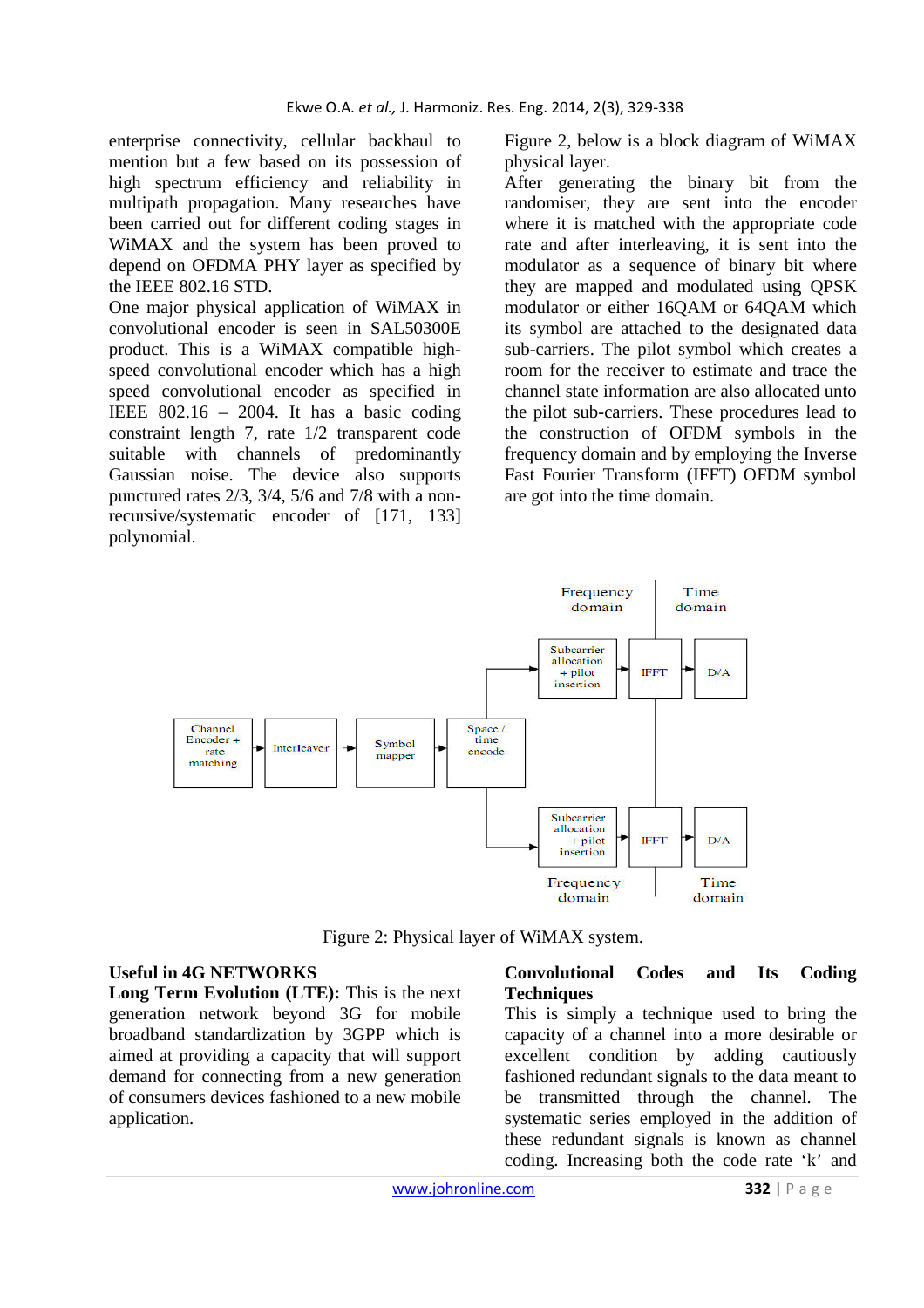enterprise connectivity, cellular backhaul to mention but a few based on its possession of high spectrum efficiency and reliability in multipath propagation. Many researches have been carried out for different coding stages in WiMAX and the system has been proved to depend on OFDMA PHY layer as specified by the IEEE 802.16 STD.

One major physical application of WiMAX in convolutional encoder is seen in SAL50300E product. This is a WiMAX compatible high-speed convolutional encoder which has a high speed convolutional encoder as specified in IEEE 802.16 – 2004. It has a basic coding constraint length 7, rate 1/2 transparent code suitable with channels of predominantly Gaussian noise. The device also supports punctured rates 2/3, 3/4, 5/6 and 7/8 with a non-recursive/systematic encoder of [171, 133] polynomial.

Figure 2, below is a block diagram of WiMAX physical layer.

After generating the binary bit from the randomiser, they are sent into the encoder where it is matched with the appropriate code rate and after interleaving, it is sent into the modulator as a sequence of binary bit where they are mapped and modulated using QPSK modulator or either 16QAM or 64QAM which its symbol are attached to the designated data sub-carriers. The pilot symbol which creates a room for the receiver to estimate and trace the channel state information are also allocated unto the pilot sub-carriers. These procedures lead to the construction of OFDM symbols in the frequency domain and by employing the Inverse Fast Fourier Transform (IFFT) OFDM symbol are got into the time domain.

Figure 2: Physical layer of WiMAX system.

## Useful in 4G NETWORKS

**Long Term Evolution (LTE):** This is the next generation network beyond 3G for mobile broadband standardization by 3GPP which is aimed at providing a capacity that will support demand for connecting from a new generation of consumers devices fashioned to a new mobile application.

## Convolutional Codes and Its Coding Techniques

This is simply a technique used to bring the capacity of a channel into a more desirable or excellent condition by adding cautiously fashioned redundant signals to the data meant to be transmitted through the channel. The systematic series employed in the addition of these redundant signals is known as channel coding. Increasing both the code rate 'k' and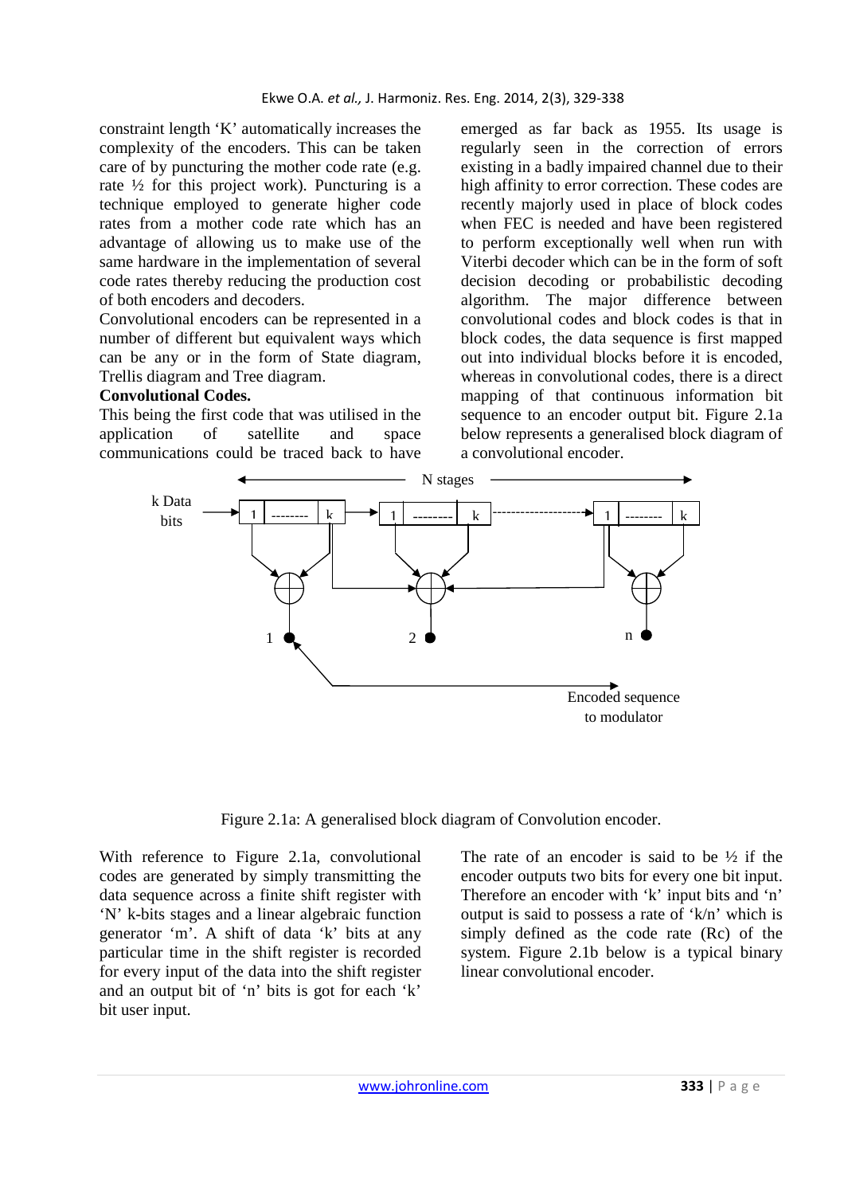constraint length 'K' automatically increases the complexity of the encoders. This can be taken care of by puncturing the mother code rate (e.g. rate ½ for this project work). Puncturing is a technique employed to generate higher code rates from a mother code rate which has an advantage of allowing us to make use of the same hardware in the implementation of several code rates thereby reducing the production cost of both encoders and decoders.

Convolutional encoders can be represented in a number of different but equivalent ways which can be any or in the form of State diagram, Trellis diagram and Tree diagram.

**Convolutional Codes.**

This being the first code that was utilised in the application of satellite and space communications could be traced back to have emerged as far back as 1955. Its usage is regularly seen in the correction of errors existing in a badly impaired channel due to their high affinity to error correction. These codes are recently majorly used in place of block codes when FEC is needed and have been registered to perform exceptionally well when run with Viterbi decoder which can be in the form of soft decision decoding or probabilistic decoding algorithm. The major difference between convolutional codes and block codes is that in block codes, the data sequence is first mapped out into individual blocks before it is encoded, whereas in convolutional codes, there is a direct mapping of that continuous information bit sequence to an encoder output bit. Figure 2.1a below represents a generalised block diagram of a convolutional encoder.

Figure 2.1a: A generalised block diagram of Convolution encoder.

With reference to Figure 2.1a, convolutional codes are generated by simply transmitting the data sequence across a finite shift register with 'N' k-bits stages and a linear algebraic function generator 'm'. A shift of data 'k' bits at any particular time in the shift register is recorded for every input of the data into the shift register and an output bit of 'n' bits is got for each 'k' bit user input.

The rate of an encoder is said to be ½ if the encoder outputs two bits for every one bit input. Therefore an encoder with 'k' input bits and 'n' output is said to possess a rate of 'k/n' which is simply defined as the code rate (Rc) of the system. Figure 2.1b below is a typical binary linear convolutional encoder.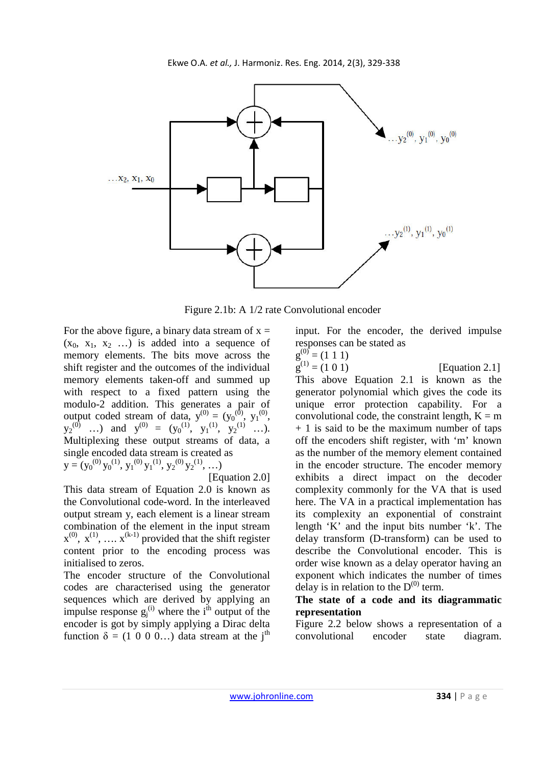Figure 2.1b: A 1/2 rate Convolutional encoder

For the above figure, a binary data stream of $x = (x_0, x_1, x_2 \ldots)$ is added into a sequence of memory elements. The bits move across the shift register and the outcomes of the individual memory elements taken-off and summed up with respect to a fixed pattern using the modulo-2 addition. This generates a pair of output coded stream of data, $y^{(0)} = (y_0^{(0)}, y_1^{(0)}, y_2^{(0)} \ldots)$ and $y^{(0)} = (y_0^{(1)}, y_1^{(1)}, y_2^{(1)} \ldots)$. Multiplexing these output streams of data, a single encoded data stream is created as

$$y = (y_0^{(0)} y_0^{(1)}, y_1^{(0)} y_1^{(1)}, y_2^{(0)} y_2^{(1)}, \ldots) \quad \text{[Equation 2.0]}$$

This data stream of Equation 2.0 is known as the Convolutional code-word. In the interleaved output stream y, each element is a linear stream combination of the element in the input stream $x^{(0)}, x^{(1)}, \ldots x^{(k-1)}$ provided that the shift register content prior to the encoding process was initialised to zeros.

The encoder structure of the Convolutional codes are characterised using the generator sequences which are derived by applying an impulse response $g_j^{(i)}$ where the $i^{th}$ output of the encoder is got by simply applying a Dirac delta function $\delta = (1\ 0\ 0\ 0\ldots)$ data stream at the $j^{th}$ input. For the encoder, the derived impulse responses can be stated as

$$g^{(0)} = (1\ 1\ 1)$$
$$g^{(1)} = (1\ 0\ 1) \quad \text{[Equation 2.1]}$$

This above Equation 2.1 is known as the generator polynomial which gives the code its unique error protection capability. For a convolutional code, the constraint length, $K = m + 1$ is said to be the maximum number of taps off the encoders shift register, with 'm' known as the number of the memory element contained in the encoder structure. The encoder memory exhibits a direct impact on the decoder complexity commonly for the VA that is used here. The VA in a practical implementation has its complexity an exponential of constraint length 'K' and the input bits number 'k'. The delay transform (D-transform) can be used to describe the Convolutional encoder. This is order wise known as a delay operator having an exponent which indicates the number of times delay is in relation to the $D^{(0)}$ term.

**The state of a code and its diagrammatic representation**

Figure 2.2 below shows a representation of a convolutional encoder state diagram.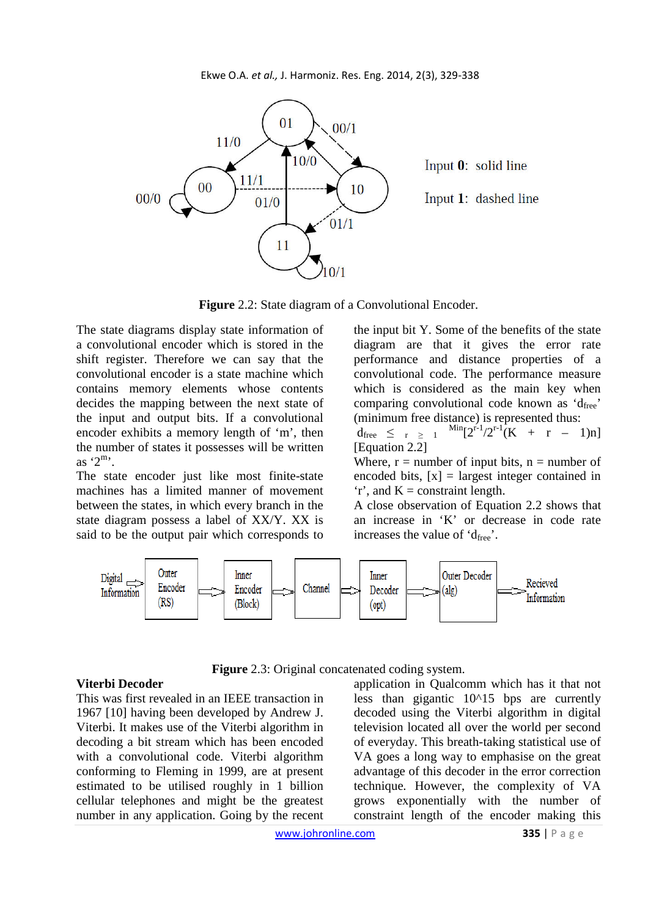Figure 2.2: State diagram of a Convolutional Encoder.

The state diagrams display state information of a convolutional encoder which is stored in the shift register. Therefore we can say that the convolutional encoder is a state machine which contains memory elements whose contents decides the mapping between the next state of the input and output bits. If a convolutional encoder exhibits a memory length of 'm', then the number of states it possesses will be written as '$2^m$'.

The state encoder just like most finite-state machines has a limited manner of movement between the states, in which every branch in the state diagram possess a label of XX/Y. XX is said to be the output pair which corresponds to the input bit Y. Some of the benefits of the state diagram are that it gives the error rate performance and distance properties of a convolutional code. The performance measure which is considered as the main key when comparing convolutional code known as '$d_{free}$' (minimum free distance) is represented thus:

$$d_{free} \leq \min_{r \geq 1} [2^{r-1}/2^{r-1}(K + r - 1)n]$$

[Equation 2.2]

Where, r = number of input bits, n = number of encoded bits, [x] = largest integer contained in 'r', and K = constraint length.

A close observation of Equation 2.2 shows that an increase in 'K' or decrease in code rate increases the value of '$d_{free}$'.

Figure 2.3: Original concatenated coding system.

### Viterbi Decoder

This was first revealed in an IEEE transaction in 1967 [10] having been developed by Andrew J. Viterbi. It makes use of the Viterbi algorithm in decoding a bit stream which has been encoded with a convolutional code. Viterbi algorithm conforming to Fleming in 1999, are at present estimated to be utilised roughly in 1 billion cellular telephones and might be the greatest number in any application. Going by the recent application in Qualcomm which has it that not less than gigantic 10^15 bps are currently decoded using the Viterbi algorithm in digital television located all over the world per second of everyday. This breath-taking statistical use of VA goes a long way to emphasise on the great advantage of this decoder in the error correction technique. However, the complexity of VA grows exponentially with the number of constraint length of the encoder making this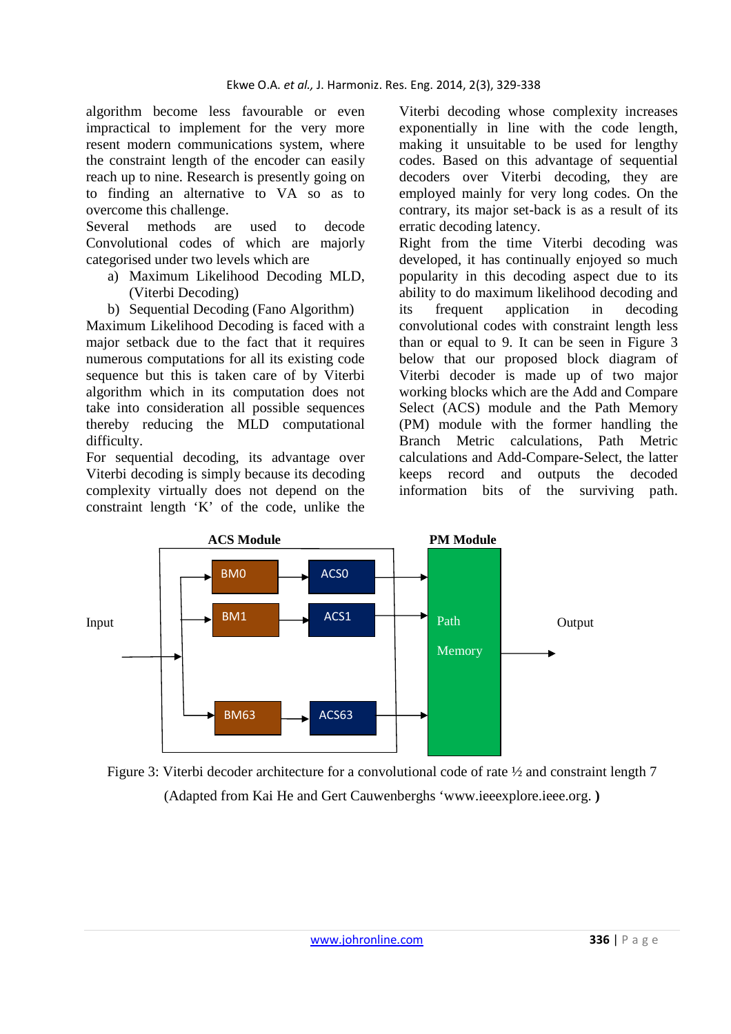algorithm become less favourable or even impractical to implement for the very more resent modern communications system, where the constraint length of the encoder can easily reach up to nine. Research is presently going on to finding an alternative to VA so as to overcome this challenge.

Several methods are used to decode Convolutional codes of which are majorly categorised under two levels which are

a) Maximum Likelihood Decoding MLD, (Viterbi Decoding)
b) Sequential Decoding (Fano Algorithm)

Maximum Likelihood Decoding is faced with a major setback due to the fact that it requires numerous computations for all its existing code sequence but this is taken care of by Viterbi algorithm which in its computation does not take into consideration all possible sequences thereby reducing the MLD computational difficulty.

For sequential decoding, its advantage over Viterbi decoding is simply because its decoding complexity virtually does not depend on the constraint length 'K' of the code, unlike the Viterbi decoding whose complexity increases exponentially in line with the code length, making it unsuitable to be used for lengthy codes. Based on this advantage of sequential decoders over Viterbi decoding, they are employed mainly for very long codes. On the contrary, its major set-back is as a result of its erratic decoding latency.

Right from the time Viterbi decoding was developed, it has continually enjoyed so much popularity in this decoding aspect due to its ability to do maximum likelihood decoding and its frequent application in decoding convolutional codes with constraint length less than or equal to 9. It can be seen in Figure 3 below that our proposed block diagram of Viterbi decoder is made up of two major working blocks which are the Add and Compare Select (ACS) module and the Path Memory (PM) module with the former handling the Branch Metric calculations, Path Metric calculations and Add-Compare-Select, the latter keeps record and outputs the decoded information bits of the surviving path.

**ACS Module** — BM0 → ACS0; BM1 → ACS1; BM63 → ACS63 | **PM Module** — Path Memory | Input | Output

Figure 3: Viterbi decoder architecture for a convolutional code of rate ½ and constraint length 7

(Adapted from Kai He and Gert Cauwenberghs 'www.ieeexplore.ieee.org. **)**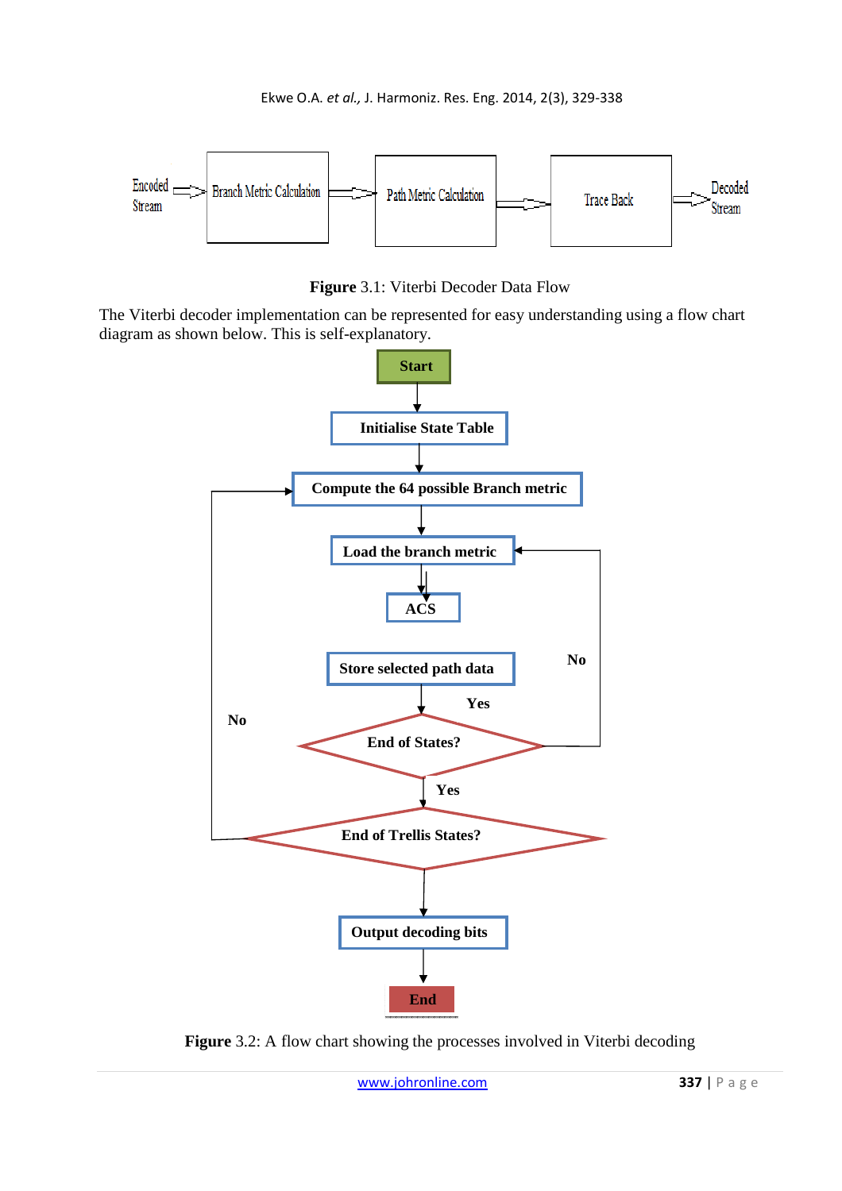Encoded Stream → Branch Metric Calculation → Path Metric Calculation → Trace Back → Decoded Stream

**Figure** 3.1: Viterbi Decoder Data Flow

The Viterbi decoder implementation can be represented for easy understanding using a flow chart diagram as shown below. This is self-explanatory.

Start → Initialise State Table → Compute the 64 possible Branch metric → Load the branch metric → ACS → Store selected path data → End of States? (No → Load the branch metric; Yes →) End of Trellis States? (No → Compute the 64 possible Branch metric; Yes →) Output decoding bits → End

**Figure** 3.2: A flow chart showing the processes involved in Viterbi decoding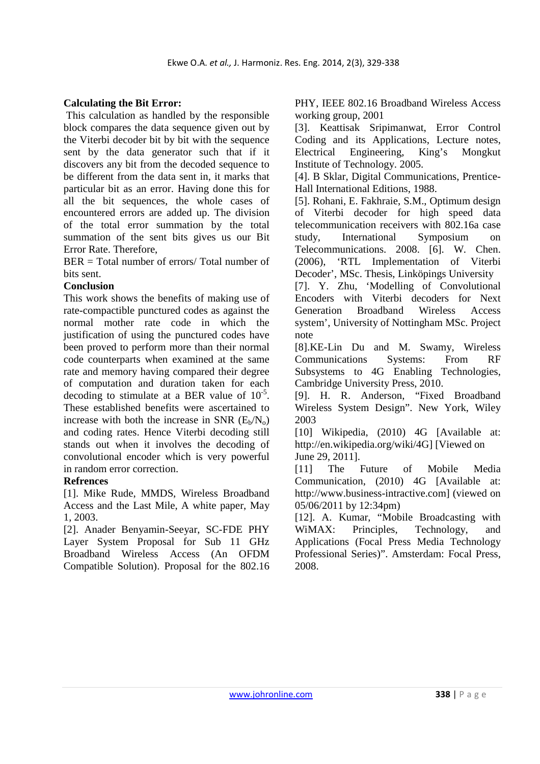**Calculating the Bit Error:**

This calculation as handled by the responsible block compares the data sequence given out by the Viterbi decoder bit by bit with the sequence sent by the data generator such that if it discovers any bit from the decoded sequence to be different from the data sent in, it marks that particular bit as an error. Having done this for all the bit sequences, the whole cases of encountered errors are added up. The division of the total error summation by the total summation of the sent bits gives us our Bit Error Rate. Therefore,

BER = Total number of errors/ Total number of bits sent.

## Conclusion

This work shows the benefits of making use of rate-compactible punctured codes as against the normal mother rate code in which the justification of using the punctured codes have been proved to perform more than their normal code counterparts when examined at the same rate and memory having compared their degree of computation and duration taken for each decoding to stimulate at a BER value of $10^{-5}$. These established benefits were ascertained to increase with both the increase in SNR ($E_b/N_o$) and coding rates. Hence Viterbi decoding still stands out when it involves the decoding of convolutional encoder which is very powerful in random error correction.

## Refrences

[1]. Mike Rude, MMDS, Wireless Broadband Access and the Last Mile, A white paper, May 1, 2003.

[2]. Anader Benyamin-Seeyar, SC-FDE PHY Layer System Proposal for Sub 11 GHz Broadband Wireless Access (An OFDM Compatible Solution). Proposal for the 802.16 PHY, IEEE 802.16 Broadband Wireless Access working group, 2001

[3]. Keattisak Sripimanwat, Error Control Coding and its Applications, Lecture notes, Electrical Engineering, King's Mongkut Institute of Technology. 2005.

[4]. B Sklar, Digital Communications, Prentice-Hall International Editions, 1988.

[5]. Rohani, E. Fakhraie, S.M., Optimum design of Viterbi decoder for high speed data telecommunication receivers with 802.16a case study, International Symposium on Telecommunications. 2008.

[6]. W. Chen. (2006), 'RTL Implementation of Viterbi Decoder', MSc. Thesis, Linköpings University

[7]. Y. Zhu, 'Modelling of Convolutional Encoders with Viterbi decoders for Next Generation Broadband Wireless Access system', University of Nottingham MSc. Project note

[8].KE-Lin Du and M. Swamy, Wireless Communications Systems: From RF Subsystems to 4G Enabling Technologies, Cambridge University Press, 2010.

[9]. H. R. Anderson, "Fixed Broadband Wireless System Design". New York, Wiley 2003

[10] Wikipedia, (2010) 4G [Available at: http://en.wikipedia.org/wiki/4G] [Viewed on June 29, 2011].

[11] The Future of Mobile Media Communication, (2010) 4G [Available at: http://www.business-intractive.com] (viewed on 05/06/2011 by 12:34pm)

[12]. A. Kumar, "Mobile Broadcasting with WiMAX: Principles, Technology, and Applications (Focal Press Media Technology Professional Series)". Amsterdam: Focal Press, 2008.